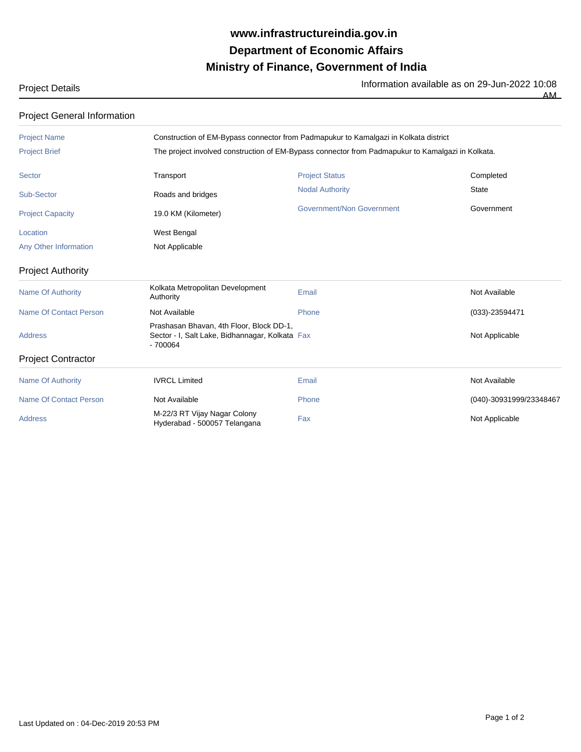**www.infrastructureindia.gov.in**

**Department of Economic Affairs**

**Ministry of Finance, Government of India**

Project Details

Information available as on 29-Jun-2022 10:08 AM

## Project General Information

| | |
|---|---|
| Project Name | Construction of EM-Bypass connector from Padmapukur to Kamalgazi in Kolkata district |
| Project Brief | The project involved construction of EM-Bypass connector from Padmapukur to Kamalgazi in Kolkata. |

| | | | |
|---|---|---|---|
| Sector | Transport | Project Status | Completed |
| Sub-Sector | Roads and bridges | Nodal Authority | State |
| Project Capacity | 19.0 KM (Kilometer) | Government/Non Government | Government |
| Location | West Bengal | | |
| Any Other Information | Not Applicable | | |

## Project Authority

| | | | |
|---|---|---|---|
| Name Of Authority | Kolkata Metropolitan Development Authority | Email | Not Available |
| Name Of Contact Person | Not Available | Phone | (033)-23594471 |
| Address | Prashasan Bhavan, 4th Floor, Block DD-1, Sector - I, Salt Lake, Bidhannagar, Kolkata - 700064 | Fax | Not Applicable |

## Project Contractor

| | | | |
|---|---|---|---|
| Name Of Authority | IVRCL Limited | Email | Not Available |
| Name Of Contact Person | Not Available | Phone | (040)-30931999/23348467 |
| Address | M-22/3 RT Vijay Nagar Colony Hyderabad - 500057 Telangana | Fax | Not Applicable |

Last Updated on : 04-Dec-2019 20:53 PM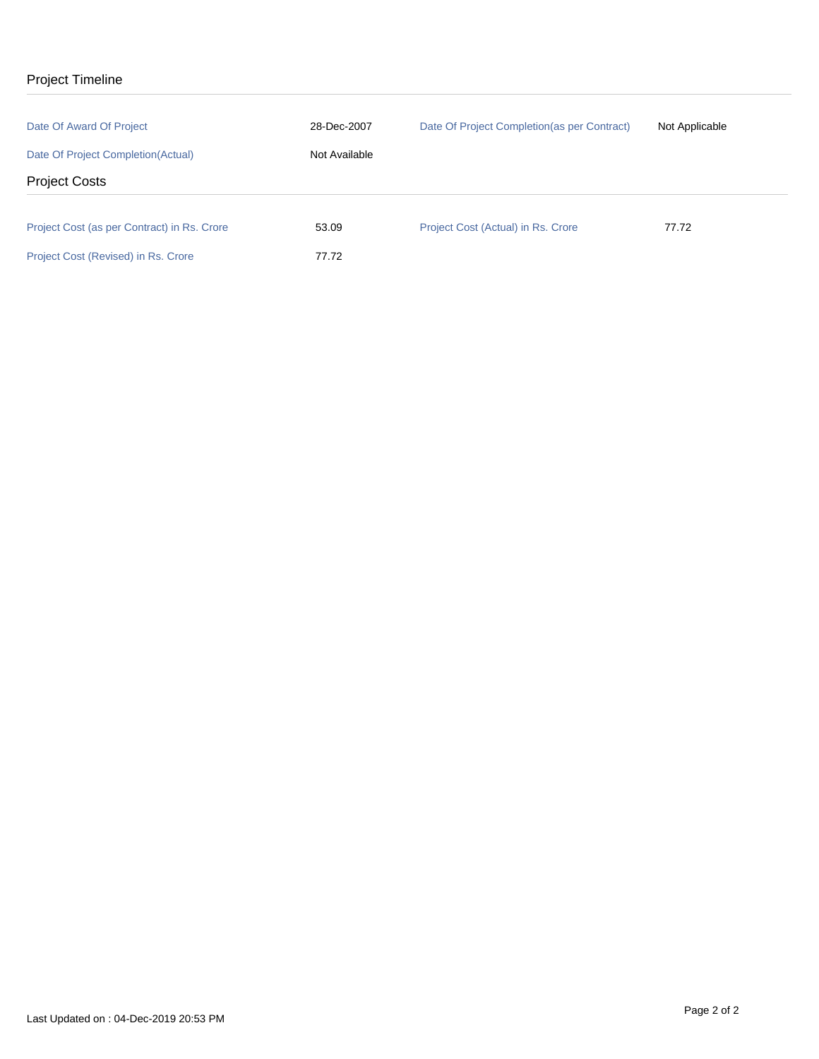## Project Timeline

| | | | |
|---|---|---|---|
| Date Of Award Of Project | 28-Dec-2007 | Date Of Project Completion(as per Contract) | Not Applicable |
| Date Of Project Completion(Actual) | Not Available | | |

## Project Costs

| | | | |
|---|---|---|---|
| Project Cost (as per Contract) in Rs. Crore | 53.09 | Project Cost (Actual) in Rs. Crore | 77.72 |
| Project Cost (Revised) in Rs. Crore | 77.72 | | |

Last Updated on : 04-Dec-2019 20:53 PM